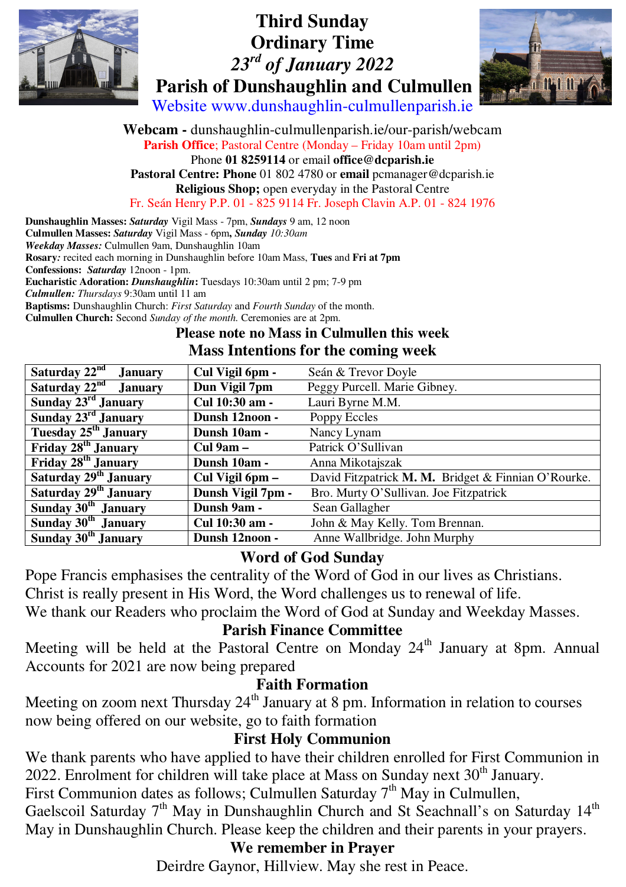# Third Sunday Ordinary Time

## *23rd of January 2022*

## Parish of Dunshaughlin and Culmullen

Website www.dunshaughlin-culmullenparish.ie

**Webcam -** dunshaughlin-culmullenparish.ie/our-parish/webcam

**Parish Office**; Pastoral Centre (Monday – Friday 10am until 2pm)

Phone **01 8259114** or email **office@dcparish.ie**

**Pastoral Centre: Phone** 01 802 4780 or **email** pcmanager@dcparish.ie

**Religious Shop;** open everyday in the Pastoral Centre

Fr. Seán Henry P.P. 01 - 825 9114 Fr. Joseph Clavin A.P. 01 - 824 1976

**Dunshaughlin Masses:** ***Saturday*** Vigil Mass - 7pm, ***Sundays*** 9 am, 12 noon
**Culmullen Masses:** ***Saturday*** Vigil Mass - 6pm**,** ***Sunday*** *10:30am*
***Weekday Masses:*** Culmullen 9am, Dunshaughlin 10am
**Rosary***:* recited each morning in Dunshaughlin before 10am Mass, **Tues** and **Fri at 7pm**
**Confessions:** ***Saturday*** 12noon - 1pm.
**Eucharistic Adoration:** ***Dunshaughlin*****:** Tuesdays 10:30am until 2 pm; 7-9 pm
***Culmullen:*** *Thursdays* 9:30am until 11 am
**Baptisms:** Dunshaughlin Church: *First Saturday* and *Fourth Sunday* of the month.
**Culmullen Church:** Second *Sunday of the month.* Ceremonies are at 2pm.

### Please note no Mass in Culmullen this week

### Mass Intentions for the coming week

| | | |
|---|---|---|
| **Saturday 22nd January** | **Cul Vigil 6pm -** | Seán & Trevor Doyle |
| **Saturday 22nd January** | **Dun Vigil 7pm** | Peggy Purcell. Marie Gibney. |
| **Sunday 23rd January** | **Cul 10:30 am -** | Lauri Byrne M.M. |
| **Sunday 23rd January** | **Dunsh 12noon -** | Poppy Eccles |
| **Tuesday 25th January** | **Dunsh 10am -** | Nancy Lynam |
| **Friday 28th January** | **Cul 9am –** | Patrick O'Sullivan |
| **Friday 28th January** | **Dunsh 10am -** | Anna Mikotajszak |
| **Saturday 29th January** | **Cul Vigil 6pm –** | David Fitzpatrick **M. M.** Bridget & Finnian O'Rourke. |
| **Saturday 29th January** | **Dunsh Vigil 7pm -** | Bro. Murty O'Sullivan. Joe Fitzpatrick |
| **Sunday 30th January** | **Dunsh 9am -** | Sean Gallagher |
| **Sunday 30th January** | **Cul 10:30 am -** | John & May Kelly. Tom Brennan. |
| **Sunday 30th January** | **Dunsh 12noon -** | Anne Wallbridge. John Murphy |

### Word of God Sunday

Pope Francis emphasises the centrality of the Word of God in our lives as Christians.
Christ is really present in His Word, the Word challenges us to renewal of life.
We thank our Readers who proclaim the Word of God at Sunday and Weekday Masses.

### Parish Finance Committee

Meeting will be held at the Pastoral Centre on Monday 24th January at 8pm. Annual Accounts for 2021 are now being prepared

### Faith Formation

Meeting on zoom next Thursday 24th January at 8 pm. Information in relation to courses now being offered on our website, go to faith formation

### First Holy Communion

We thank parents who have applied to have their children enrolled for First Communion in 2022. Enrolment for children will take place at Mass on Sunday next 30th January.
First Communion dates as follows; Culmullen Saturday 7th May in Culmullen,
Gaelscoil Saturday 7th May in Dunshaughlin Church and St Seachnall's on Saturday 14th May in Dunshaughlin Church. Please keep the children and their parents in your prayers.

### We remember in Prayer

Deirdre Gaynor, Hillview. May she rest in Peace.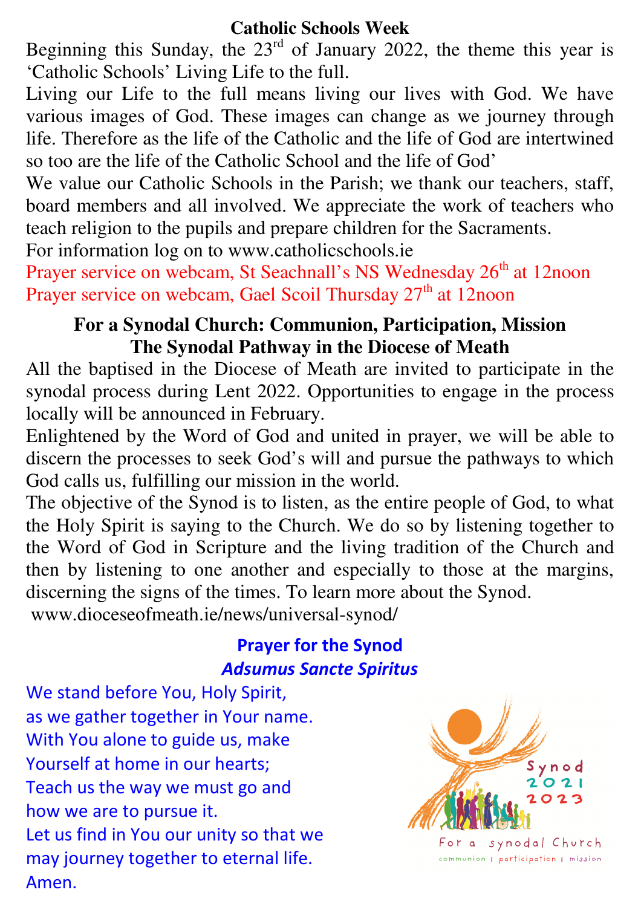## Catholic Schools Week

Beginning this Sunday, the 23rd of January 2022, the theme this year is 'Catholic Schools' Living Life to the full.

Living our Life to the full means living our lives with God. We have various images of God. These images can change as we journey through life. Therefore as the life of the Catholic and the life of God are intertwined so too are the life of the Catholic School and the life of God'

We value our Catholic Schools in the Parish; we thank our teachers, staff, board members and all involved. We appreciate the work of teachers who teach religion to the pupils and prepare children for the Sacraments.

For information log on to www.catholicschools.ie

Prayer service on webcam, St Seachnall's NS Wednesday 26th at 12noon
Prayer service on webcam, Gael Scoil Thursday 27th at 12noon

## For a Synodal Church: Communion, Participation, Mission
## The Synodal Pathway in the Diocese of Meath

All the baptised in the Diocese of Meath are invited to participate in the synodal process during Lent 2022. Opportunities to engage in the process locally will be announced in February.

Enlightened by the Word of God and united in prayer, we will be able to discern the processes to seek God's will and pursue the pathways to which God calls us, fulfilling our mission in the world.

The objective of the Synod is to listen, as the entire people of God, to what the Holy Spirit is saying to the Church. We do so by listening together to the Word of God in Scripture and the living tradition of the Church and then by listening to one another and especially to those at the margins, discerning the signs of the times. To learn more about the Synod.
www.dioceseofmeath.ie/news/universal-synod/

### Prayer for the Synod
### *Adsumus Sancte Spiritus*

We stand before You, Holy Spirit,
as we gather together in Your name.
With You alone to guide us, make
Yourself at home in our hearts;
Teach us the way we must go and
how we are to pursue it.
Let us find in You our unity so that we
may journey together to eternal life.
Amen.

Synod 2021 2023
For a synodal Church
communion | participation | mission